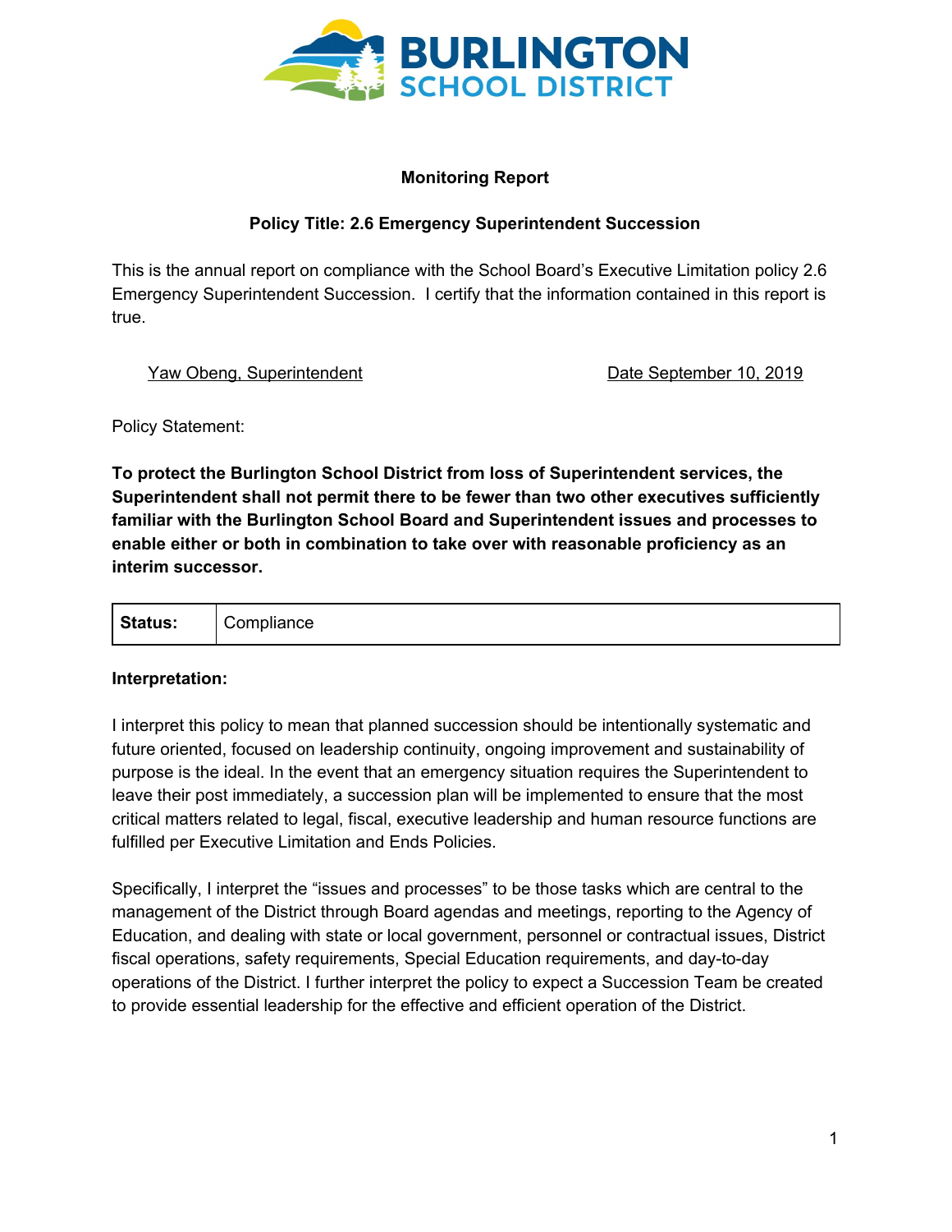BURLINGTON SCHOOL DISTRICT

**Monitoring Report**

**Policy Title: 2.6 Emergency Superintendent Succession**

This is the annual report on compliance with the School Board's Executive Limitation policy 2.6 Emergency Superintendent Succession. I certify that the information contained in this report is true.

Yaw Obeng, Superintendent Date September 10, 2019

Policy Statement:

**To protect the Burlington School District from loss of Superintendent services, the Superintendent shall not permit there to be fewer than two other executives sufficiently familiar with the Burlington School Board and Superintendent issues and processes to enable either or both in combination to take over with reasonable proficiency as an interim successor.**

| | |
|---|---|
| **Status:** | Compliance |

**Interpretation:**

I interpret this policy to mean that planned succession should be intentionally systematic and future oriented, focused on leadership continuity, ongoing improvement and sustainability of purpose is the ideal. In the event that an emergency situation requires the Superintendent to leave their post immediately, a succession plan will be implemented to ensure that the most critical matters related to legal, fiscal, executive leadership and human resource functions are fulfilled per Executive Limitation and Ends Policies.

Specifically, I interpret the "issues and processes" to be those tasks which are central to the management of the District through Board agendas and meetings, reporting to the Agency of Education, and dealing with state or local government, personnel or contractual issues, District fiscal operations, safety requirements, Special Education requirements, and day-to-day operations of the District. I further interpret the policy to expect a Succession Team be created to provide essential leadership for the effective and efficient operation of the District.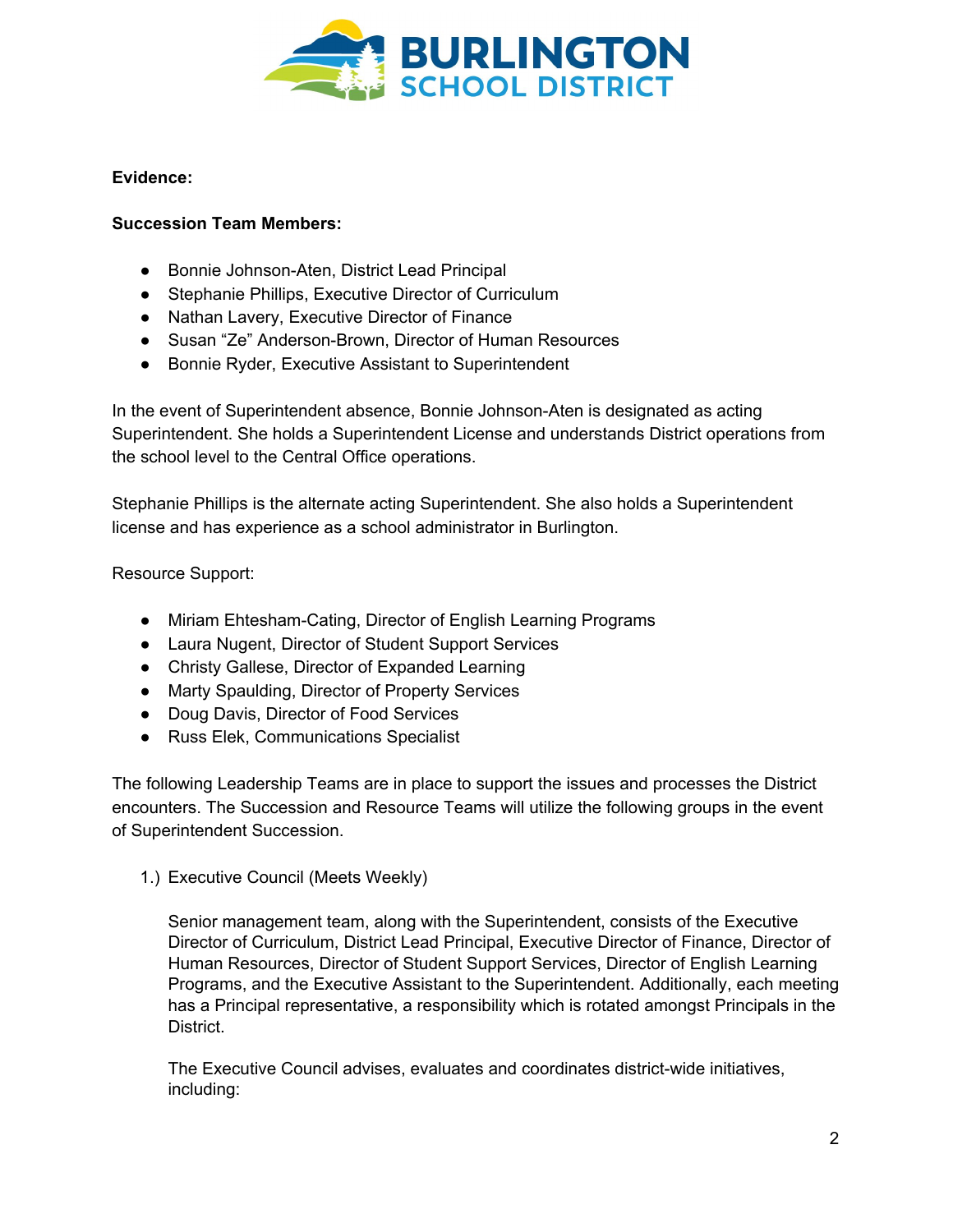**Evidence:**

**Succession Team Members:**

- Bonnie Johnson-Aten, District Lead Principal
- Stephanie Phillips, Executive Director of Curriculum
- Nathan Lavery, Executive Director of Finance
- Susan "Ze" Anderson-Brown, Director of Human Resources
- Bonnie Ryder, Executive Assistant to Superintendent

In the event of Superintendent absence, Bonnie Johnson-Aten is designated as acting Superintendent. She holds a Superintendent License and understands District operations from the school level to the Central Office operations.

Stephanie Phillips is the alternate acting Superintendent. She also holds a Superintendent license and has experience as a school administrator in Burlington.

Resource Support:

- Miriam Ehtesham-Cating, Director of English Learning Programs
- Laura Nugent, Director of Student Support Services
- Christy Gallese, Director of Expanded Learning
- Marty Spaulding, Director of Property Services
- Doug Davis, Director of Food Services
- Russ Elek, Communications Specialist

The following Leadership Teams are in place to support the issues and processes the District encounters. The Succession and Resource Teams will utilize the following groups in the event of Superintendent Succession.

1.) Executive Council (Meets Weekly)

Senior management team, along with the Superintendent, consists of the Executive Director of Curriculum, District Lead Principal, Executive Director of Finance, Director of Human Resources, Director of Student Support Services, Director of English Learning Programs, and the Executive Assistant to the Superintendent. Additionally, each meeting has a Principal representative, a responsibility which is rotated amongst Principals in the District.

The Executive Council advises, evaluates and coordinates district-wide initiatives, including: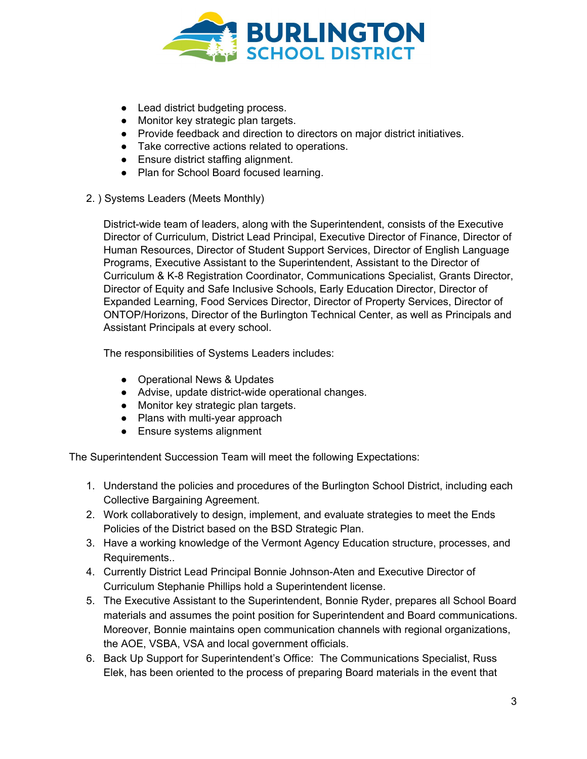- Lead district budgeting process.
- Monitor key strategic plan targets.
- Provide feedback and direction to directors on major district initiatives.
- Take corrective actions related to operations.
- Ensure district staffing alignment.
- Plan for School Board focused learning.

2. ) Systems Leaders (Meets Monthly)

   District-wide team of leaders, along with the Superintendent, consists of the Executive Director of Curriculum, District Lead Principal, Executive Director of Finance, Director of Human Resources, Director of Student Support Services, Director of English Language Programs, Executive Assistant to the Superintendent, Assistant to the Director of Curriculum & K-8 Registration Coordinator, Communications Specialist, Grants Director, Director of Equity and Safe Inclusive Schools, Early Education Director, Director of Expanded Learning, Food Services Director, Director of Property Services, Director of ONTOP/Horizons, Director of the Burlington Technical Center, as well as Principals and Assistant Principals at every school.

   The responsibilities of Systems Leaders includes:

   - Operational News & Updates
   - Advise, update district-wide operational changes.
   - Monitor key strategic plan targets.
   - Plans with multi-year approach
   - Ensure systems alignment

The Superintendent Succession Team will meet the following Expectations:

1. Understand the policies and procedures of the Burlington School District, including each Collective Bargaining Agreement.
2. Work collaboratively to design, implement, and evaluate strategies to meet the Ends Policies of the District based on the BSD Strategic Plan.
3. Have a working knowledge of the Vermont Agency Education structure, processes, and Requirements..
4. Currently District Lead Principal Bonnie Johnson-Aten and Executive Director of Curriculum Stephanie Phillips hold a Superintendent license.
5. The Executive Assistant to the Superintendent, Bonnie Ryder, prepares all School Board materials and assumes the point position for Superintendent and Board communications. Moreover, Bonnie maintains open communication channels with regional organizations, the AOE, VSBA, VSA and local government officials.
6. Back Up Support for Superintendent's Office: The Communications Specialist, Russ Elek, has been oriented to the process of preparing Board materials in the event that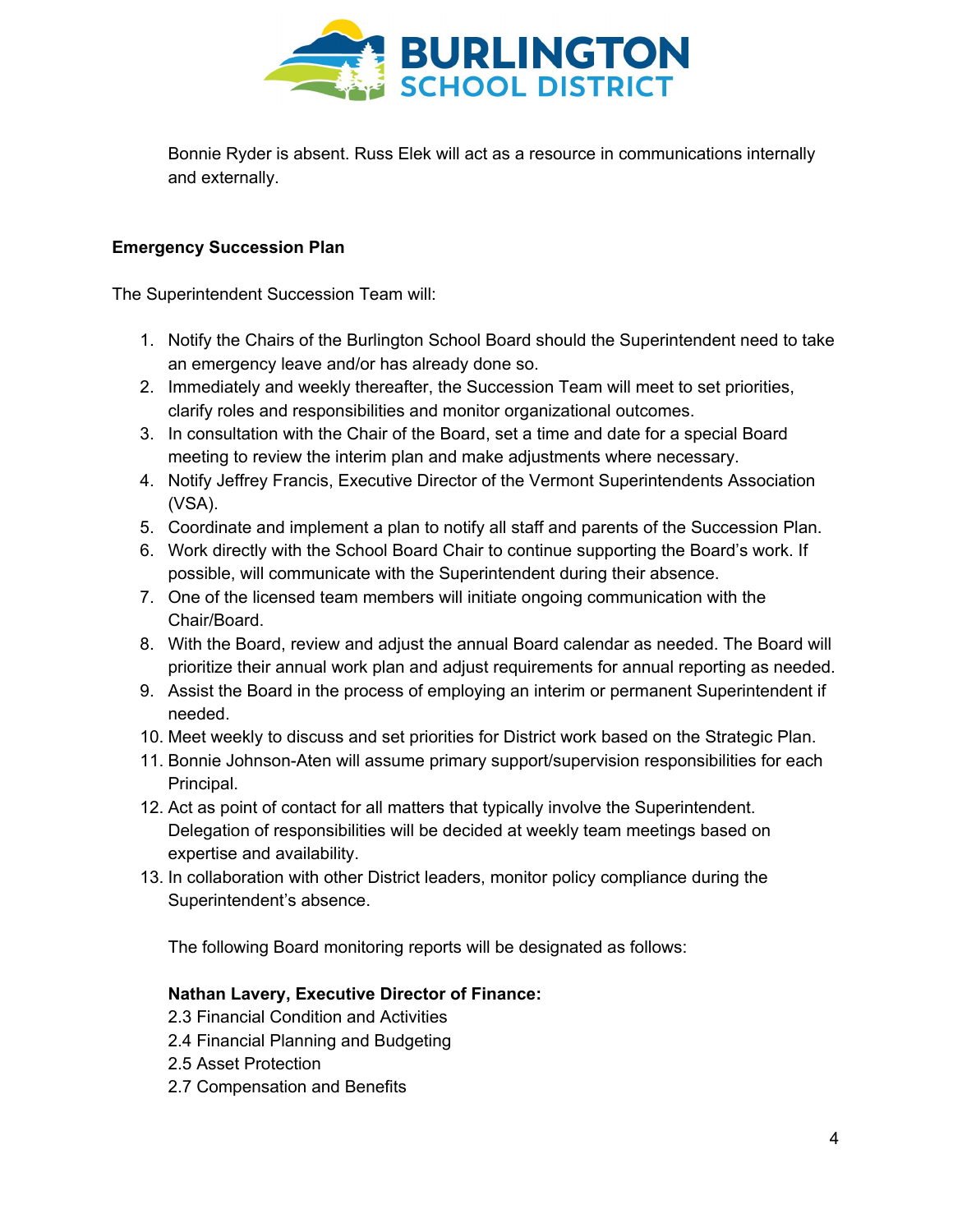Bonnie Ryder is absent. Russ Elek will act as a resource in communications internally and externally.

**Emergency Succession Plan**

The Superintendent Succession Team will:

1. Notify the Chairs of the Burlington School Board should the Superintendent need to take an emergency leave and/or has already done so.
2. Immediately and weekly thereafter, the Succession Team will meet to set priorities, clarify roles and responsibilities and monitor organizational outcomes.
3. In consultation with the Chair of the Board, set a time and date for a special Board meeting to review the interim plan and make adjustments where necessary.
4. Notify Jeffrey Francis, Executive Director of the Vermont Superintendents Association (VSA).
5. Coordinate and implement a plan to notify all staff and parents of the Succession Plan.
6. Work directly with the School Board Chair to continue supporting the Board's work. If possible, will communicate with the Superintendent during their absence.
7. One of the licensed team members will initiate ongoing communication with the Chair/Board.
8. With the Board, review and adjust the annual Board calendar as needed. The Board will prioritize their annual work plan and adjust requirements for annual reporting as needed.
9. Assist the Board in the process of employing an interim or permanent Superintendent if needed.
10. Meet weekly to discuss and set priorities for District work based on the Strategic Plan.
11. Bonnie Johnson-Aten will assume primary support/supervision responsibilities for each Principal.
12. Act as point of contact for all matters that typically involve the Superintendent. Delegation of responsibilities will be decided at weekly team meetings based on expertise and availability.
13. In collaboration with other District leaders, monitor policy compliance during the Superintendent's absence.

The following Board monitoring reports will be designated as follows:

**Nathan Lavery, Executive Director of Finance:**
2.3 Financial Condition and Activities
2.4 Financial Planning and Budgeting
2.5 Asset Protection
2.7 Compensation and Benefits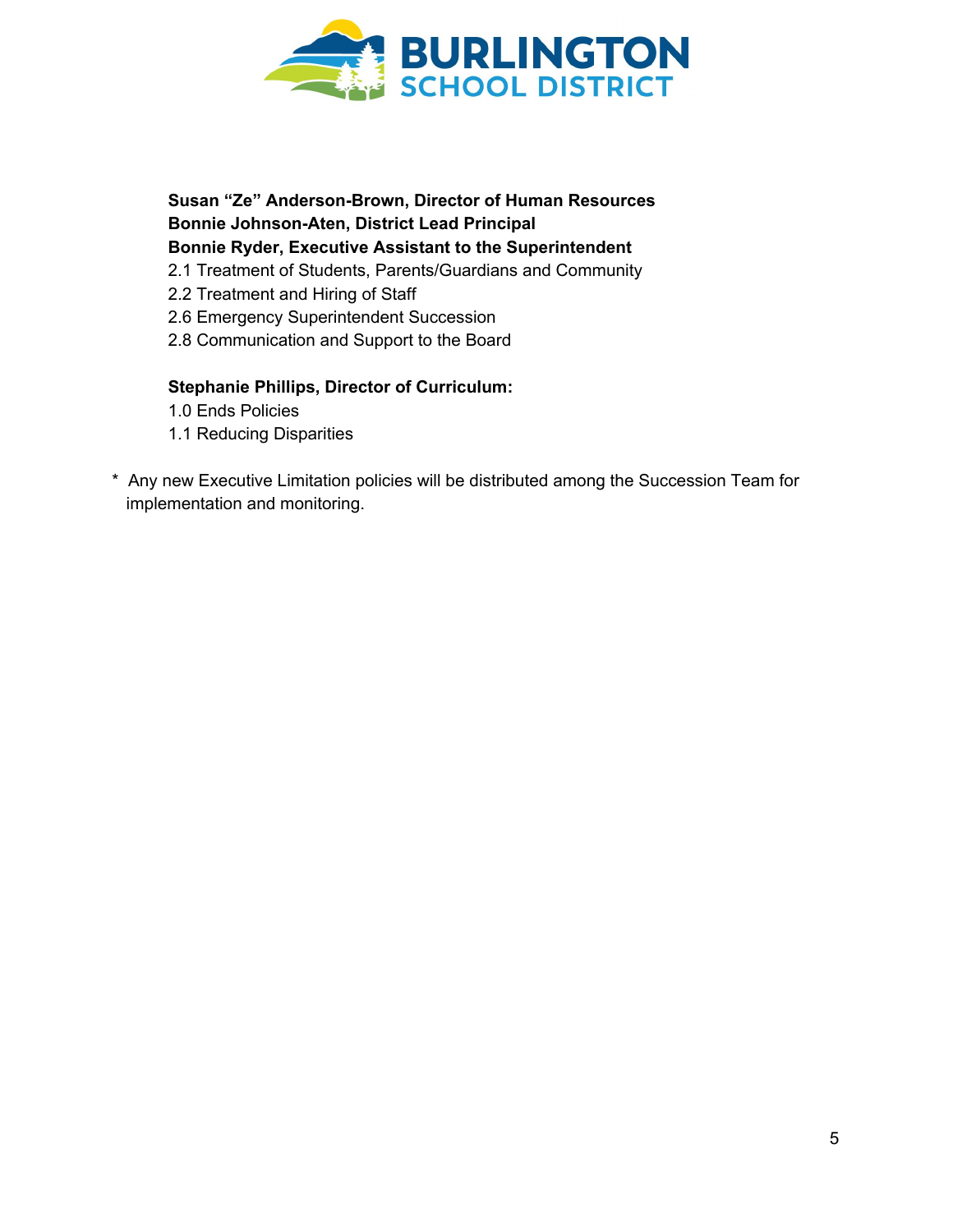**Susan "Ze" Anderson-Brown, Director of Human Resources**
**Bonnie Johnson-Aten, District Lead Principal**
**Bonnie Ryder, Executive Assistant to the Superintendent**

2.1 Treatment of Students, Parents/Guardians and Community
2.2 Treatment and Hiring of Staff
2.6 Emergency Superintendent Succession
2.8 Communication and Support to the Board

**Stephanie Phillips, Director of Curriculum:**

1.0 Ends Policies
1.1 Reducing Disparities

\* Any new Executive Limitation policies will be distributed among the Succession Team for implementation and monitoring.